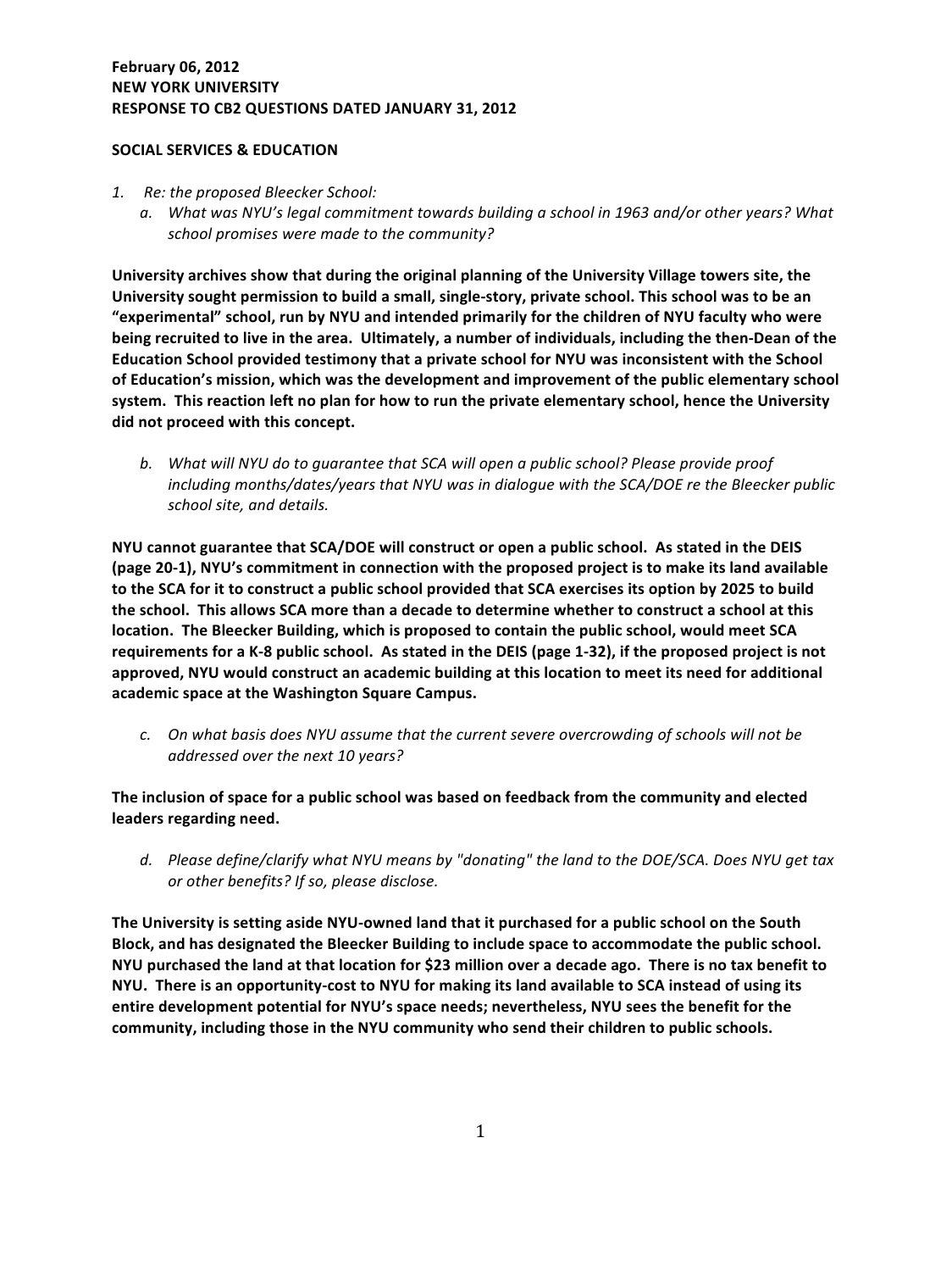**February 06, 2012**
**NEW YORK UNIVERSITY**
**RESPONSE TO CB2 QUESTIONS DATED JANUARY 31, 2012**

**SOCIAL SERVICES & EDUCATION**

1. *Re: the proposed Bleecker School:*
   a. *What was NYU's legal commitment towards building a school in 1963 and/or other years? What school promises were made to the community?*

**University archives show that during the original planning of the University Village towers site, the University sought permission to build a small, single-story, private school. This school was to be an "experimental" school, run by NYU and intended primarily for the children of NYU faculty who were being recruited to live in the area. Ultimately, a number of individuals, including the then-Dean of the Education School provided testimony that a private school for NYU was inconsistent with the School of Education's mission, which was the development and improvement of the public elementary school system. This reaction left no plan for how to run the private elementary school, hence the University did not proceed with this concept.**

   b. *What will NYU do to guarantee that SCA will open a public school? Please provide proof including months/dates/years that NYU was in dialogue with the SCA/DOE re the Bleecker public school site, and details.*

**NYU cannot guarantee that SCA/DOE will construct or open a public school. As stated in the DEIS (page 20-1), NYU's commitment in connection with the proposed project is to make its land available to the SCA for it to construct a public school provided that SCA exercises its option by 2025 to build the school. This allows SCA more than a decade to determine whether to construct a school at this location. The Bleecker Building, which is proposed to contain the public school, would meet SCA requirements for a K-8 public school. As stated in the DEIS (page 1-32), if the proposed project is not approved, NYU would construct an academic building at this location to meet its need for additional academic space at the Washington Square Campus.**

   c. *On what basis does NYU assume that the current severe overcrowding of schools will not be addressed over the next 10 years?*

**The inclusion of space for a public school was based on feedback from the community and elected leaders regarding need.**

   d. *Please define/clarify what NYU means by "donating" the land to the DOE/SCA. Does NYU get tax or other benefits? If so, please disclose.*

**The University is setting aside NYU-owned land that it purchased for a public school on the South Block, and has designated the Bleecker Building to include space to accommodate the public school. NYU purchased the land at that location for $23 million over a decade ago. There is no tax benefit to NYU. There is an opportunity-cost to NYU for making its land available to SCA instead of using its entire development potential for NYU's space needs; nevertheless, NYU sees the benefit for the community, including those in the NYU community who send their children to public schools.**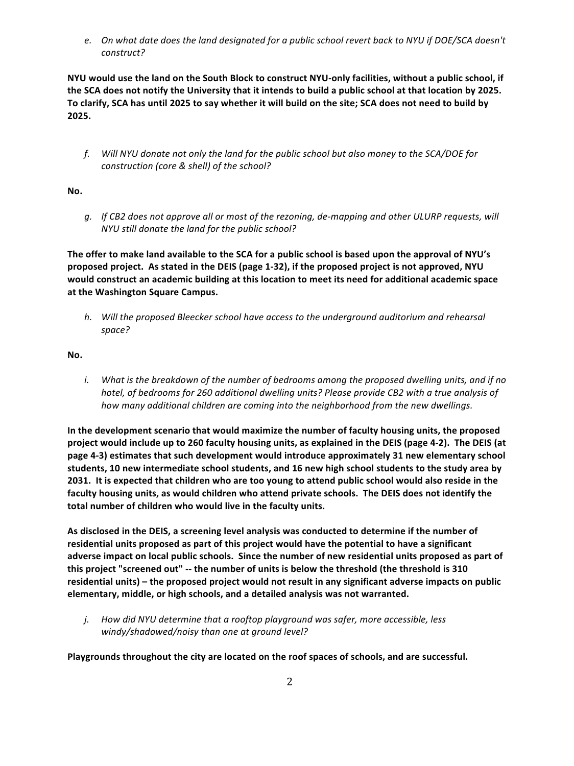*e. On what date does the land designated for a public school revert back to NYU if DOE/SCA doesn't construct?*

**NYU would use the land on the South Block to construct NYU-only facilities, without a public school, if the SCA does not notify the University that it intends to build a public school at that location by 2025. To clarify, SCA has until 2025 to say whether it will build on the site; SCA does not need to build by 2025.**

*f. Will NYU donate not only the land for the public school but also money to the SCA/DOE for construction (core & shell) of the school?*

**No.**

*g. If CB2 does not approve all or most of the rezoning, de-mapping and other ULURP requests, will NYU still donate the land for the public school?*

**The offer to make land available to the SCA for a public school is based upon the approval of NYU's proposed project. As stated in the DEIS (page 1-32), if the proposed project is not approved, NYU would construct an academic building at this location to meet its need for additional academic space at the Washington Square Campus.**

*h. Will the proposed Bleecker school have access to the underground auditorium and rehearsal space?*

**No.**

*i. What is the breakdown of the number of bedrooms among the proposed dwelling units, and if no hotel, of bedrooms for 260 additional dwelling units? Please provide CB2 with a true analysis of how many additional children are coming into the neighborhood from the new dwellings.*

**In the development scenario that would maximize the number of faculty housing units, the proposed project would include up to 260 faculty housing units, as explained in the DEIS (page 4-2). The DEIS (at page 4-3) estimates that such development would introduce approximately 31 new elementary school students, 10 new intermediate school students, and 16 new high school students to the study area by 2031. It is expected that children who are too young to attend public school would also reside in the faculty housing units, as would children who attend private schools. The DEIS does not identify the total number of children who would live in the faculty units.**

**As disclosed in the DEIS, a screening level analysis was conducted to determine if the number of residential units proposed as part of this project would have the potential to have a significant adverse impact on local public schools. Since the number of new residential units proposed as part of this project "screened out" -- the number of units is below the threshold (the threshold is 310 residential units) – the proposed project would not result in any significant adverse impacts on public elementary, middle, or high schools, and a detailed analysis was not warranted.**

*j. How did NYU determine that a rooftop playground was safer, more accessible, less windy/shadowed/noisy than one at ground level?*

**Playgrounds throughout the city are located on the roof spaces of schools, and are successful.**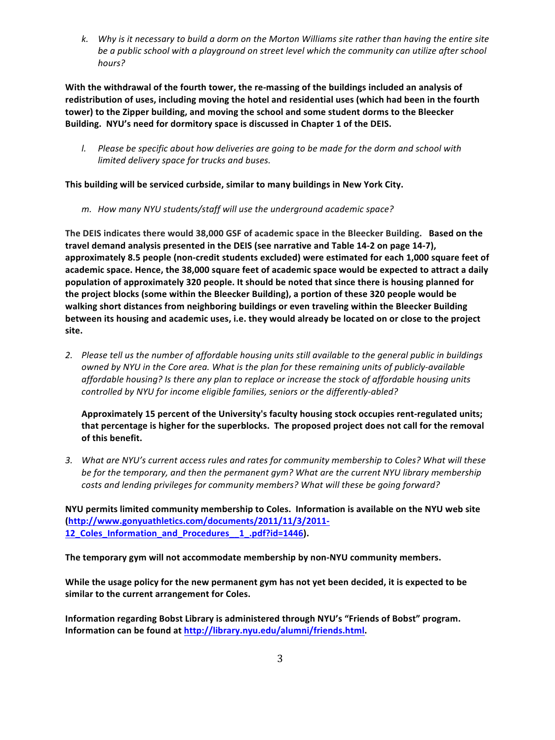*k. Why is it necessary to build a dorm on the Morton Williams site rather than having the entire site be a public school with a playground on street level which the community can utilize after school hours?*

**With the withdrawal of the fourth tower, the re-massing of the buildings included an analysis of redistribution of uses, including moving the hotel and residential uses (which had been in the fourth tower) to the Zipper building, and moving the school and some student dorms to the Bleecker Building. NYU's need for dormitory space is discussed in Chapter 1 of the DEIS.**

*l. Please be specific about how deliveries are going to be made for the dorm and school with limited delivery space for trucks and buses.*

**This building will be serviced curbside, similar to many buildings in New York City.**

*m. How many NYU students/staff will use the underground academic space?*

**The DEIS indicates there would 38,000 GSF of academic space in the Bleecker Building. Based on the travel demand analysis presented in the DEIS (see narrative and Table 14-2 on page 14-7), approximately 8.5 people (non-credit students excluded) were estimated for each 1,000 square feet of academic space. Hence, the 38,000 square feet of academic space would be expected to attract a daily population of approximately 320 people. It should be noted that since there is housing planned for the project blocks (some within the Bleecker Building), a portion of these 320 people would be walking short distances from neighboring buildings or even traveling within the Bleecker Building between its housing and academic uses, i.e. they would already be located on or close to the project site.**

2. *Please tell us the number of affordable housing units still available to the general public in buildings owned by NYU in the Core area. What is the plan for these remaining units of publicly-available affordable housing? Is there any plan to replace or increase the stock of affordable housing units controlled by NYU for income eligible families, seniors or the differently-abled?*

   **Approximately 15 percent of the University's faculty housing stock occupies rent-regulated units; that percentage is higher for the superblocks. The proposed project does not call for the removal of this benefit.**

3. *What are NYU's current access rules and rates for community membership to Coles? What will these be for the temporary, and then the permanent gym? What are the current NYU library membership costs and lending privileges for community members? What will these be going forward?*

**NYU permits limited community membership to Coles. Information is available on the NYU web site (http://www.gonyuathletics.com/documents/2011/11/3/2011-12_Coles_Information_and_Procedures__1_.pdf?id=1446).**

**The temporary gym will not accommodate membership by non-NYU community members.**

**While the usage policy for the new permanent gym has not yet been decided, it is expected to be similar to the current arrangement for Coles.**

**Information regarding Bobst Library is administered through NYU's "Friends of Bobst" program. Information can be found at http://library.nyu.edu/alumni/friends.html.**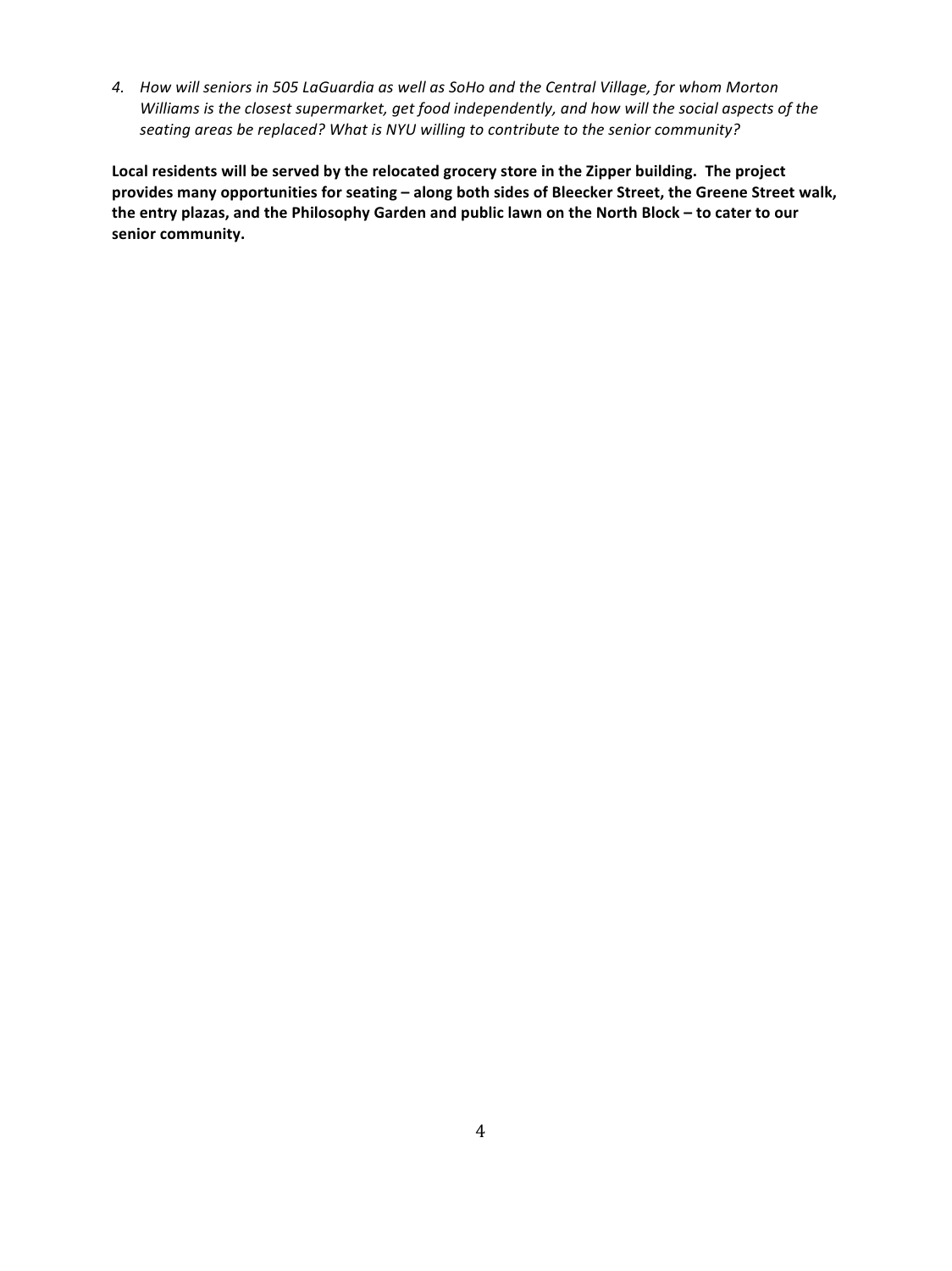4. *How will seniors in 505 LaGuardia as well as SoHo and the Central Village, for whom Morton Williams is the closest supermarket, get food independently, and how will the social aspects of the seating areas be replaced? What is NYU willing to contribute to the senior community?*

**Local residents will be served by the relocated grocery store in the Zipper building. The project provides many opportunities for seating – along both sides of Bleecker Street, the Greene Street walk, the entry plazas, and the Philosophy Garden and public lawn on the North Block – to cater to our senior community.**